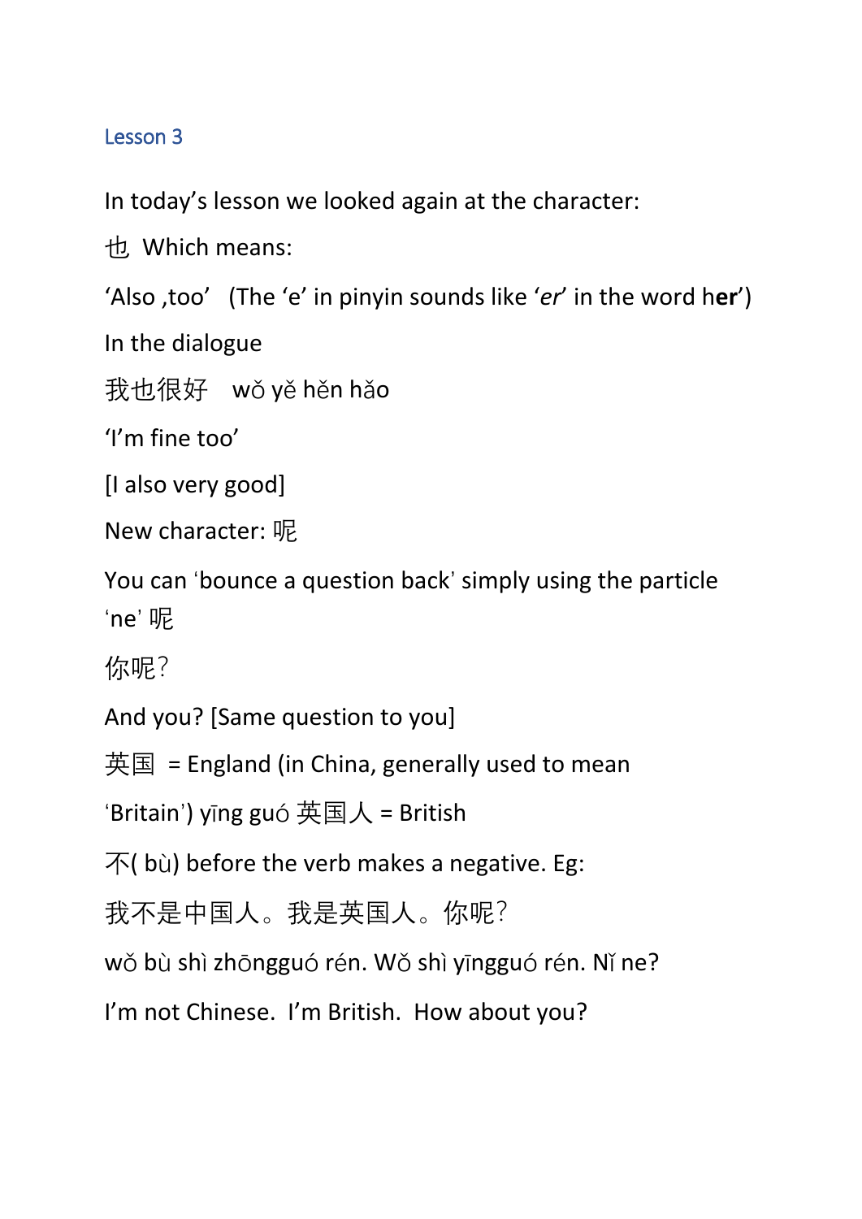## Lesson 3

In today's lesson we looked again at the character:

也 Which means:

'Also ,too' (The 'e' in pinyin sounds like '*er*' in the word h**er**')

In the dialogue

我也很好 wǒ yě hěn hǎo

'I'm fine too'

[I also very good]

New character: 呢

You can 'bounce a question back' simply using the particle 'ne' 呢

你呢?

And you? [Same question to you]

英国 = England (in China, generally used to mean 'Britain') yīng guó 英国人 = British

不( bù) before the verb makes a negative. Eg:

我不是中国人。我是英国人。你呢?

wǒ bù shì zhōngguó rén. Wǒ shì yīngguó rén. Nǐ ne?

I'm not Chinese. I'm British. How about you?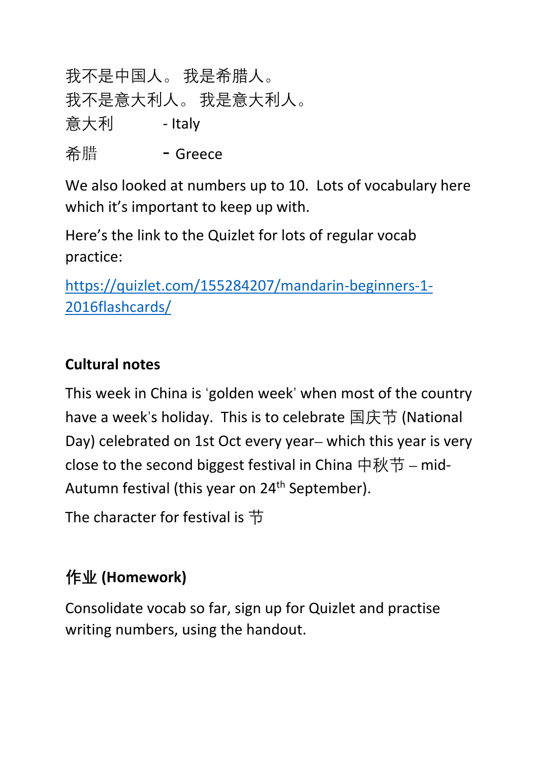我不是中国人。 我是希腊人。

我不是意大利人。 我是意大利人。

意大利 - Italy

希腊 - Greece

We also looked at numbers up to 10. Lots of vocabulary here which it's important to keep up with.

Here's the link to the Quizlet for lots of regular vocab practice:

[https://quizlet.com/155284207/mandarin-beginners-1-2016flashcards/](https://quizlet.com/155284207/mandarin-beginners-1-2016flashcards/)

**Cultural notes**

This week in China is 'golden week' when most of the country have a week's holiday. This is to celebrate 国庆节 (National Day) celebrated on 1st Oct every year– which this year is very close to the second biggest festival in China 中秋节 – mid-Autumn festival (this year on 24th September).

The character for festival is 节

## 作业 (Homework)

Consolidate vocab so far, sign up for Quizlet and practise writing numbers, using the handout.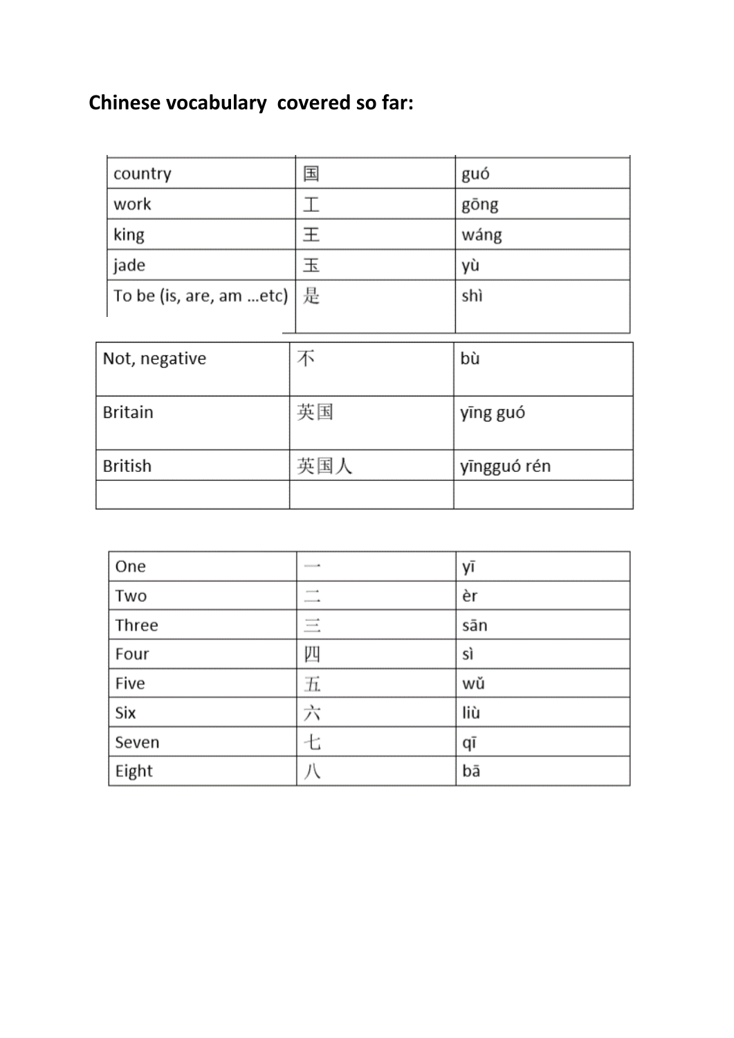**Chinese vocabulary covered so far:**

| | | |
|---|---|---|
| country | 国 | guó |
| work | 工 | gōng |
| king | 王 | wáng |
| jade | 玉 | yù |
| To be (is, are, am …etc) | 是 | shì |

| | | |
|---|---|---|
| Not, negative | 不 | bù |
| Britain | 英国 | yīng guó |
| British | 英国人 | yīngguó rén |
| | | |

| | | |
|---|---|---|
| One | 一 | yī |
| Two | 二 | èr |
| Three | 三 | sān |
| Four | 四 | sì |
| Five | 五 | wǔ |
| Six | 六 | liù |
| Seven | 七 | qī |
| Eight | 八 | bā |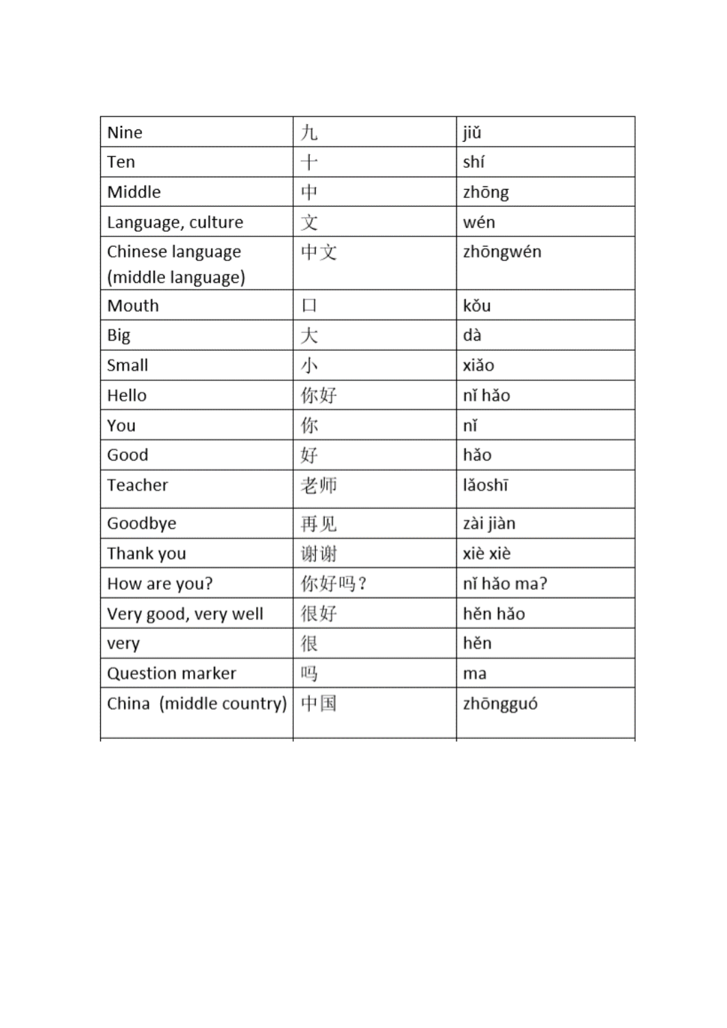| | | |
|---|---|---|
| Nine | 九 | jiǔ |
| Ten | 十 | shí |
| Middle | 中 | zhōng |
| Language, culture | 文 | wén |
| Chinese language (middle language) | 中文 | zhōngwén |
| Mouth | 口 | kǒu |
| Big | 大 | dà |
| Small | 小 | xiǎo |
| Hello | 你好 | nǐ hǎo |
| You | 你 | nǐ |
| Good | 好 | hǎo |
| Teacher | 老师 | lǎoshī |
| Goodbye | 再见 | zài jiàn |
| Thank you | 谢谢 | xiè xiè |
| How are you? | 你好吗？ | nǐ hǎo ma? |
| Very good, very well | 很好 | hěn hǎo |
| very | 很 | hěn |
| Question marker | 吗 | ma |
| China (middle country) | 中国 | zhōngguó |